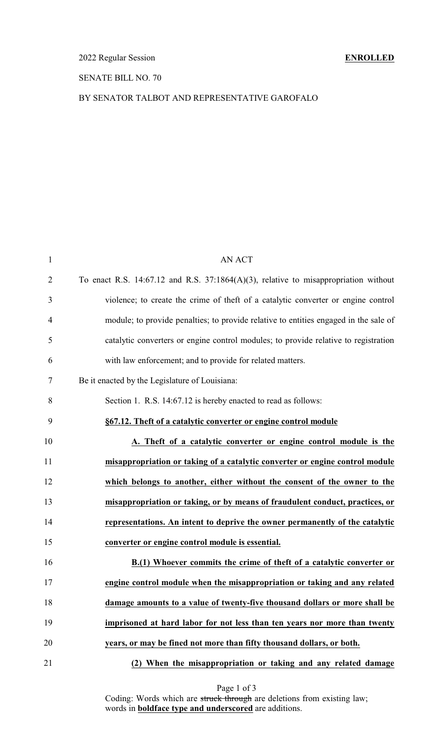2022 Regular Session **ENROLLED**

SENATE BILL NO. 70

BY SENATOR TALBOT AND REPRESENTATIVE GAROFALO

AN ACT

To enact R.S. 14:67.12 and R.S. 37:1864(A)(3), relative to misappropriation without violence; to create the crime of theft of a catalytic converter or engine control module; to provide penalties; to provide relative to entities engaged in the sale of catalytic converters or engine control modules; to provide relative to registration with law enforcement; and to provide for related matters.

Be it enacted by the Legislature of Louisiana:

Section 1. R.S. 14:67.12 is hereby enacted to read as follows:

**§67.12. Theft of a catalytic converter or engine control module**

**A. Theft of a catalytic converter or engine control module is the misappropriation or taking of a catalytic converter or engine control module which belongs to another, either without the consent of the owner to the misappropriation or taking, or by means of fraudulent conduct, practices, or representations. An intent to deprive the owner permanently of the catalytic converter or engine control module is essential.**

**B.(1) Whoever commits the crime of theft of a catalytic converter or engine control module when the misappropriation or taking and any related damage amounts to a value of twenty-five thousand dollars or more shall be imprisoned at hard labor for not less than ten years nor more than twenty years, or may be fined not more than fifty thousand dollars, or both.**

**(2) When the misappropriation or taking and any related damage**

Coding: Words which are ~~struck through~~ are deletions from existing law; words in **boldface type and underscored** are additions.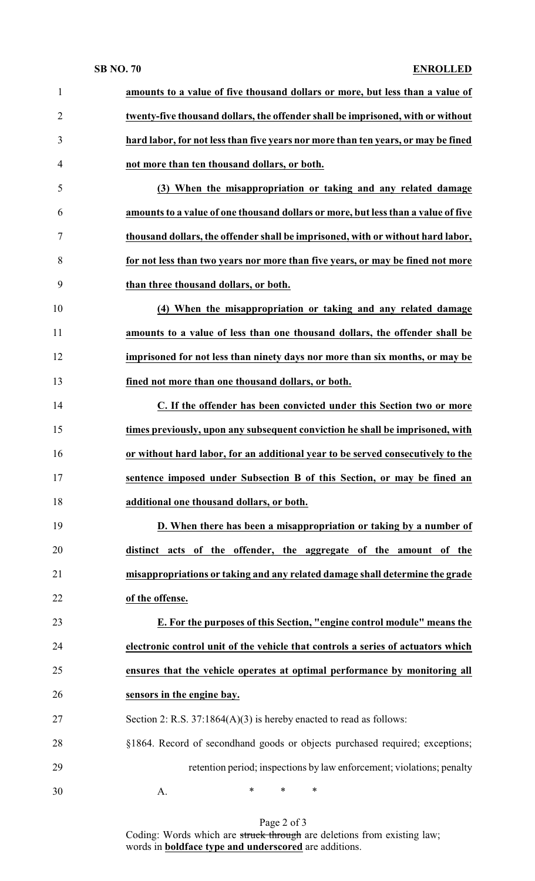**amounts to a value of five thousand dollars or more, but less than a value of twenty-five thousand dollars, the offender shall be imprisoned, with or without hard labor, for not less than five years nor more than ten years, or may be fined not more than ten thousand dollars, or both.**

**(3) When the misappropriation or taking and any related damage amounts to a value of one thousand dollars or more, but less than a value of five thousand dollars, the offender shall be imprisoned, with or without hard labor, for not less than two years nor more than five years, or may be fined not more than three thousand dollars, or both.**

**(4) When the misappropriation or taking and any related damage amounts to a value of less than one thousand dollars, the offender shall be imprisoned for not less than ninety days nor more than six months, or may be fined not more than one thousand dollars, or both.**

**C. If the offender has been convicted under this Section two or more times previously, upon any subsequent conviction he shall be imprisoned, with or without hard labor, for an additional year to be served consecutively to the sentence imposed under Subsection B of this Section, or may be fined an additional one thousand dollars, or both.**

**D. When there has been a misappropriation or taking by a number of distinct acts of the offender, the aggregate of the amount of the misappropriations or taking and any related damage shall determine the grade of the offense.**

**E. For the purposes of this Section, "engine control module" means the electronic control unit of the vehicle that controls a series of actuators which ensures that the vehicle operates at optimal performance by monitoring all sensors in the engine bay.**

Section 2: R.S. 37:1864(A)(3) is hereby enacted to read as follows:

§1864. Record of secondhand goods or objects purchased required; exceptions; retention period; inspections by law enforcement; violations; penalty

A. * * *

Coding: Words which are ~~struck through~~ are deletions from existing law; words in **boldface type and underscored** are additions.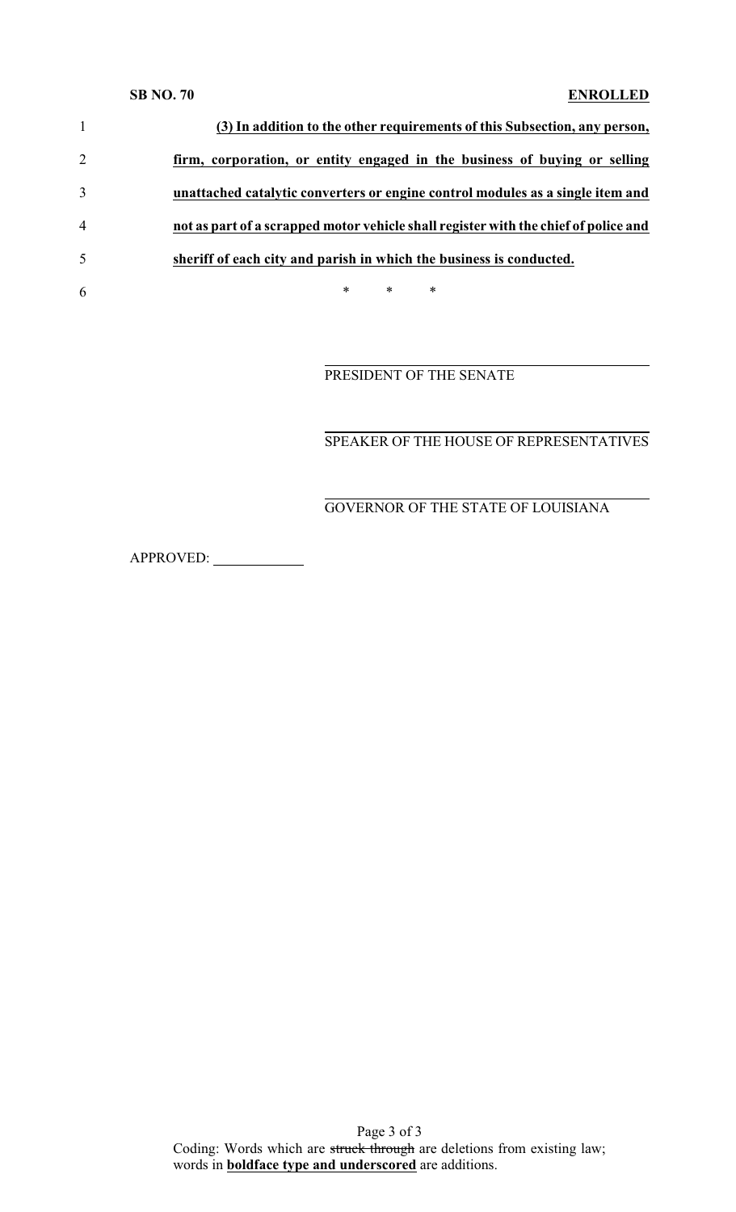**SB NO. 70** **ENROLLED**

**(3) In addition to the other requirements of this Subsection, any person, firm, corporation, or entity engaged in the business of buying or selling unattached catalytic converters or engine control modules as a single item and not as part of a scrapped motor vehicle shall register with the chief of police and sheriff of each city and parish in which the business is conducted.**

\* \* \*

PRESIDENT OF THE SENATE

SPEAKER OF THE HOUSE OF REPRESENTATIVES

GOVERNOR OF THE STATE OF LOUISIANA

APPROVED: ____________

Coding: Words which are struck through are deletions from existing law; words in **boldface type and underscored** are additions.